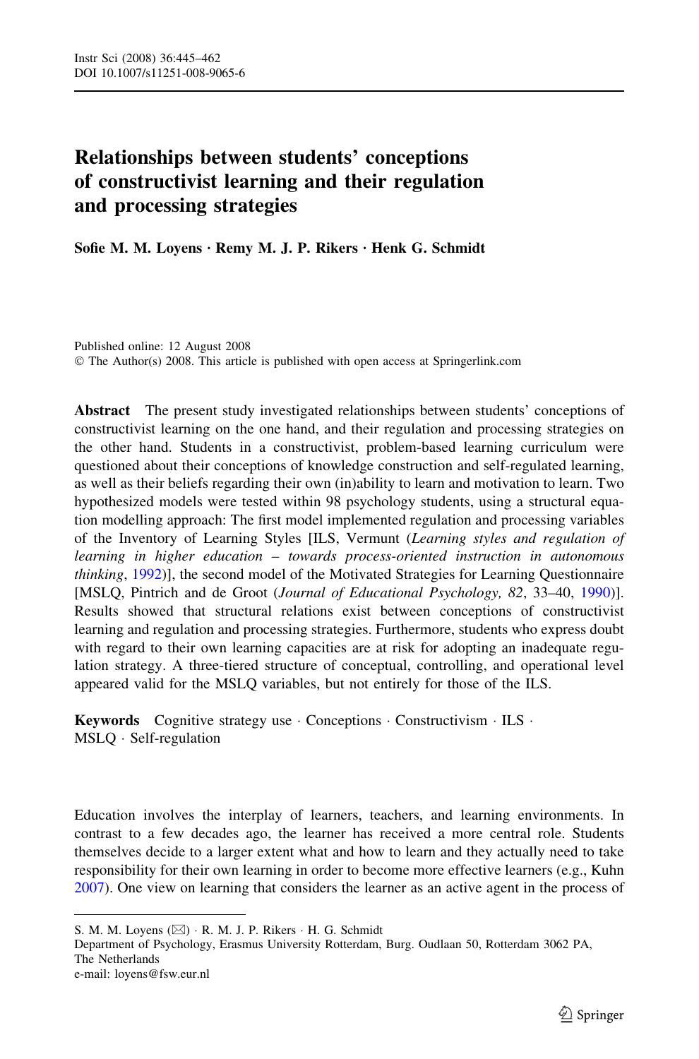# Relationships between students' conceptions of constructivist learning and their regulation and processing strategies

**Sofie M. M. Loyens · Remy M. J. P. Rikers · Henk G. Schmidt**

Published online: 12 August 2008
© The Author(s) 2008. This article is published with open access at Springerlink.com

**Abstract** The present study investigated relationships between students' conceptions of constructivist learning on the one hand, and their regulation and processing strategies on the other hand. Students in a constructivist, problem-based learning curriculum were questioned about their conceptions of knowledge construction and self-regulated learning, as well as their beliefs regarding their own (in)ability to learn and motivation to learn. Two hypothesized models were tested within 98 psychology students, using a structural equation modelling approach: The first model implemented regulation and processing variables of the Inventory of Learning Styles [ILS, Vermunt (*Learning styles and regulation of learning in higher education – towards process-oriented instruction in autonomous thinking*, 1992)], the second model of the Motivated Strategies for Learning Questionnaire [MSLQ, Pintrich and de Groot (*Journal of Educational Psychology, 82*, 33–40, 1990)]. Results showed that structural relations exist between conceptions of constructivist learning and regulation and processing strategies. Furthermore, students who express doubt with regard to their own learning capacities are at risk for adopting an inadequate regulation strategy. A three-tiered structure of conceptual, controlling, and operational level appeared valid for the MSLQ variables, but not entirely for those of the ILS.

**Keywords** Cognitive strategy use · Conceptions · Constructivism · ILS · MSLQ · Self-regulation

Education involves the interplay of learners, teachers, and learning environments. In contrast to a few decades ago, the learner has received a more central role. Students themselves decide to a larger extent what and how to learn and they actually need to take responsibility for their own learning in order to become more effective learners (e.g., Kuhn 2007). One view on learning that considers the learner as an active agent in the process of

S. M. M. Loyens (✉) · R. M. J. P. Rikers · H. G. Schmidt
Department of Psychology, Erasmus University Rotterdam, Burg. Oudlaan 50, Rotterdam 3062 PA, The Netherlands
e-mail: loyens@fsw.eur.nl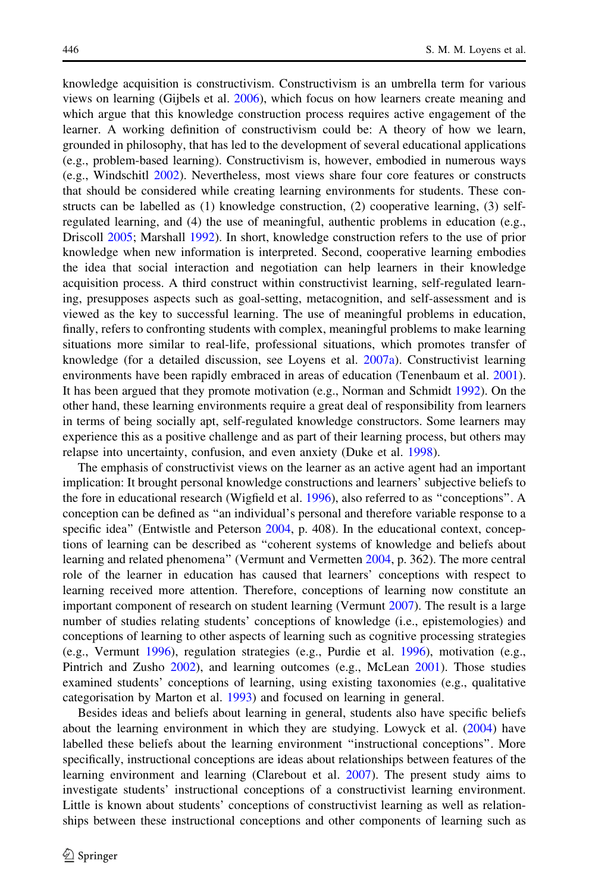knowledge acquisition is constructivism. Constructivism is an umbrella term for various views on learning (Gijbels et al. 2006), which focus on how learners create meaning and which argue that this knowledge construction process requires active engagement of the learner. A working definition of constructivism could be: A theory of how we learn, grounded in philosophy, that has led to the development of several educational applications (e.g., problem-based learning). Constructivism is, however, embodied in numerous ways (e.g., Windschitl 2002). Nevertheless, most views share four core features or constructs that should be considered while creating learning environments for students. These constructs can be labelled as (1) knowledge construction, (2) cooperative learning, (3) self-regulated learning, and (4) the use of meaningful, authentic problems in education (e.g., Driscoll 2005; Marshall 1992). In short, knowledge construction refers to the use of prior knowledge when new information is interpreted. Second, cooperative learning embodies the idea that social interaction and negotiation can help learners in their knowledge acquisition process. A third construct within constructivist learning, self-regulated learning, presupposes aspects such as goal-setting, metacognition, and self-assessment and is viewed as the key to successful learning. The use of meaningful problems in education, finally, refers to confronting students with complex, meaningful problems to make learning situations more similar to real-life, professional situations, which promotes transfer of knowledge (for a detailed discussion, see Loyens et al. 2007a). Constructivist learning environments have been rapidly embraced in areas of education (Tenenbaum et al. 2001). It has been argued that they promote motivation (e.g., Norman and Schmidt 1992). On the other hand, these learning environments require a great deal of responsibility from learners in terms of being socially apt, self-regulated knowledge constructors. Some learners may experience this as a positive challenge and as part of their learning process, but others may relapse into uncertainty, confusion, and even anxiety (Duke et al. 1998).

The emphasis of constructivist views on the learner as an active agent had an important implication: It brought personal knowledge constructions and learners' subjective beliefs to the fore in educational research (Wigfield et al. 1996), also referred to as "conceptions". A conception can be defined as "an individual's personal and therefore variable response to a specific idea" (Entwistle and Peterson 2004, p. 408). In the educational context, conceptions of learning can be described as "coherent systems of knowledge and beliefs about learning and related phenomena" (Vermunt and Vermetten 2004, p. 362). The more central role of the learner in education has caused that learners' conceptions with respect to learning received more attention. Therefore, conceptions of learning now constitute an important component of research on student learning (Vermunt 2007). The result is a large number of studies relating students' conceptions of knowledge (i.e., epistemologies) and conceptions of learning to other aspects of learning such as cognitive processing strategies (e.g., Vermunt 1996), regulation strategies (e.g., Purdie et al. 1996), motivation (e.g., Pintrich and Zusho 2002), and learning outcomes (e.g., McLean 2001). Those studies examined students' conceptions of learning, using existing taxonomies (e.g., qualitative categorisation by Marton et al. 1993) and focused on learning in general.

Besides ideas and beliefs about learning in general, students also have specific beliefs about the learning environment in which they are studying. Lowyck et al. (2004) have labelled these beliefs about the learning environment "instructional conceptions". More specifically, instructional conceptions are ideas about relationships between features of the learning environment and learning (Clarebout et al. 2007). The present study aims to investigate students' instructional conceptions of a constructivist learning environment. Little is known about students' conceptions of constructivist learning as well as relationships between these instructional conceptions and other components of learning such as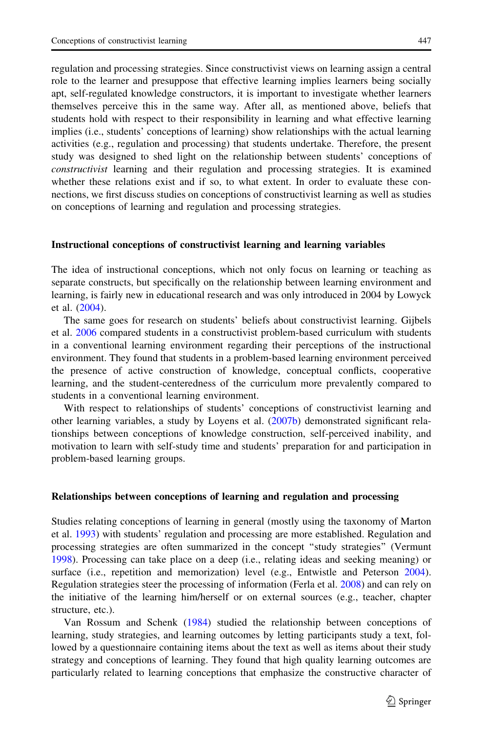regulation and processing strategies. Since constructivist views on learning assign a central role to the learner and presuppose that effective learning implies learners being socially apt, self-regulated knowledge constructors, it is important to investigate whether learners themselves perceive this in the same way. After all, as mentioned above, beliefs that students hold with respect to their responsibility in learning and what effective learning implies (i.e., students' conceptions of learning) show relationships with the actual learning activities (e.g., regulation and processing) that students undertake. Therefore, the present study was designed to shed light on the relationship between students' conceptions of *constructivist* learning and their regulation and processing strategies. It is examined whether these relations exist and if so, to what extent. In order to evaluate these connections, we first discuss studies on conceptions of constructivist learning as well as studies on conceptions of learning and regulation and processing strategies.

### Instructional conceptions of constructivist learning and learning variables

The idea of instructional conceptions, which not only focus on learning or teaching as separate constructs, but specifically on the relationship between learning environment and learning, is fairly new in educational research and was only introduced in 2004 by Lowyck et al. (2004).

The same goes for research on students' beliefs about constructivist learning. Gijbels et al. 2006 compared students in a constructivist problem-based curriculum with students in a conventional learning environment regarding their perceptions of the instructional environment. They found that students in a problem-based learning environment perceived the presence of active construction of knowledge, conceptual conflicts, cooperative learning, and the student-centeredness of the curriculum more prevalently compared to students in a conventional learning environment.

With respect to relationships of students' conceptions of constructivist learning and other learning variables, a study by Loyens et al. (2007b) demonstrated significant relationships between conceptions of knowledge construction, self-perceived inability, and motivation to learn with self-study time and students' preparation for and participation in problem-based learning groups.

### Relationships between conceptions of learning and regulation and processing

Studies relating conceptions of learning in general (mostly using the taxonomy of Marton et al. 1993) with students' regulation and processing are more established. Regulation and processing strategies are often summarized in the concept "study strategies" (Vermunt 1998). Processing can take place on a deep (i.e., relating ideas and seeking meaning) or surface (i.e., repetition and memorization) level (e.g., Entwistle and Peterson 2004). Regulation strategies steer the processing of information (Ferla et al. 2008) and can rely on the initiative of the learning him/herself or on external sources (e.g., teacher, chapter structure, etc.).

Van Rossum and Schenk (1984) studied the relationship between conceptions of learning, study strategies, and learning outcomes by letting participants study a text, followed by a questionnaire containing items about the text as well as items about their study strategy and conceptions of learning. They found that high quality learning outcomes are particularly related to learning conceptions that emphasize the constructive character of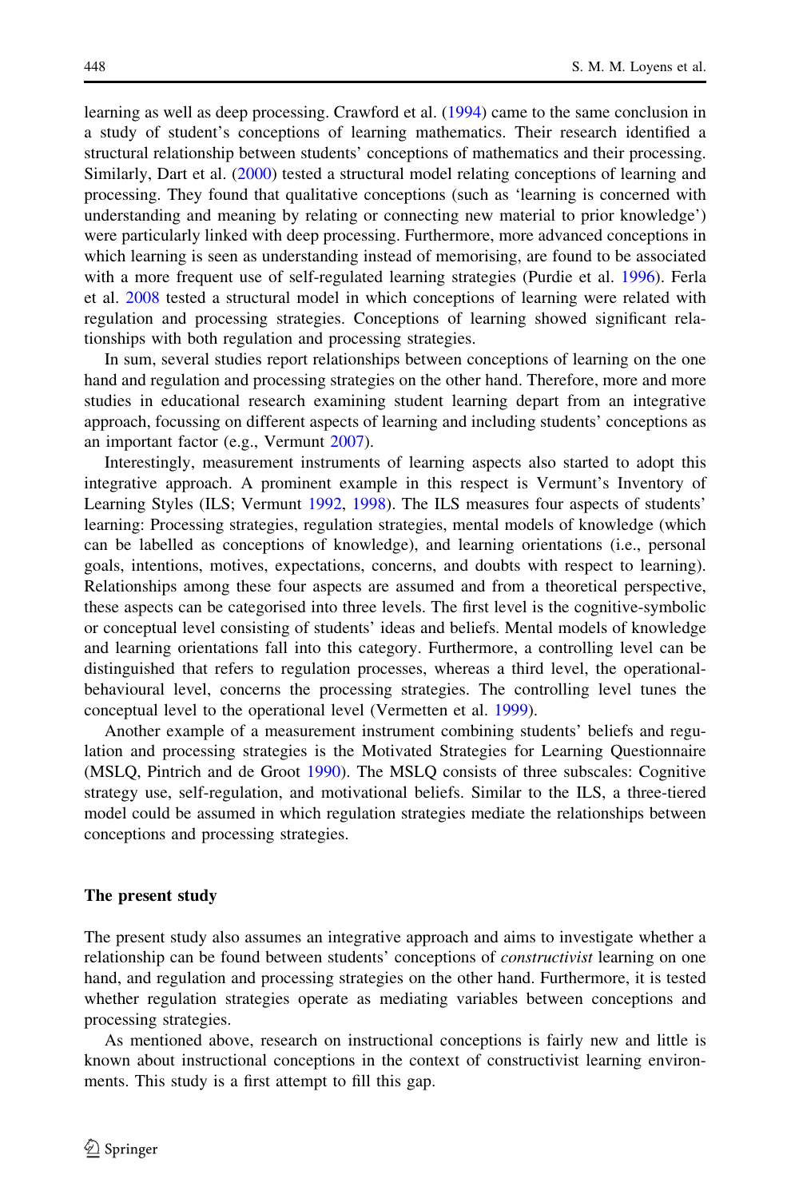learning as well as deep processing. Crawford et al. (1994) came to the same conclusion in a study of student's conceptions of learning mathematics. Their research identified a structural relationship between students' conceptions of mathematics and their processing. Similarly, Dart et al. (2000) tested a structural model relating conceptions of learning and processing. They found that qualitative conceptions (such as 'learning is concerned with understanding and meaning by relating or connecting new material to prior knowledge') were particularly linked with deep processing. Furthermore, more advanced conceptions in which learning is seen as understanding instead of memorising, are found to be associated with a more frequent use of self-regulated learning strategies (Purdie et al. 1996). Ferla et al. 2008 tested a structural model in which conceptions of learning were related with regulation and processing strategies. Conceptions of learning showed significant relationships with both regulation and processing strategies.

In sum, several studies report relationships between conceptions of learning on the one hand and regulation and processing strategies on the other hand. Therefore, more and more studies in educational research examining student learning depart from an integrative approach, focussing on different aspects of learning and including students' conceptions as an important factor (e.g., Vermunt 2007).

Interestingly, measurement instruments of learning aspects also started to adopt this integrative approach. A prominent example in this respect is Vermunt's Inventory of Learning Styles (ILS; Vermunt 1992, 1998). The ILS measures four aspects of students' learning: Processing strategies, regulation strategies, mental models of knowledge (which can be labelled as conceptions of knowledge), and learning orientations (i.e., personal goals, intentions, motives, expectations, concerns, and doubts with respect to learning). Relationships among these four aspects are assumed and from a theoretical perspective, these aspects can be categorised into three levels. The first level is the cognitive-symbolic or conceptual level consisting of students' ideas and beliefs. Mental models of knowledge and learning orientations fall into this category. Furthermore, a controlling level can be distinguished that refers to regulation processes, whereas a third level, the operational-behavioural level, concerns the processing strategies. The controlling level tunes the conceptual level to the operational level (Vermetten et al. 1999).

Another example of a measurement instrument combining students' beliefs and regulation and processing strategies is the Motivated Strategies for Learning Questionnaire (MSLQ, Pintrich and de Groot 1990). The MSLQ consists of three subscales: Cognitive strategy use, self-regulation, and motivational beliefs. Similar to the ILS, a three-tiered model could be assumed in which regulation strategies mediate the relationships between conceptions and processing strategies.

## The present study

The present study also assumes an integrative approach and aims to investigate whether a relationship can be found between students' conceptions of *constructivist* learning on one hand, and regulation and processing strategies on the other hand. Furthermore, it is tested whether regulation strategies operate as mediating variables between conceptions and processing strategies.

As mentioned above, research on instructional conceptions is fairly new and little is known about instructional conceptions in the context of constructivist learning environments. This study is a first attempt to fill this gap.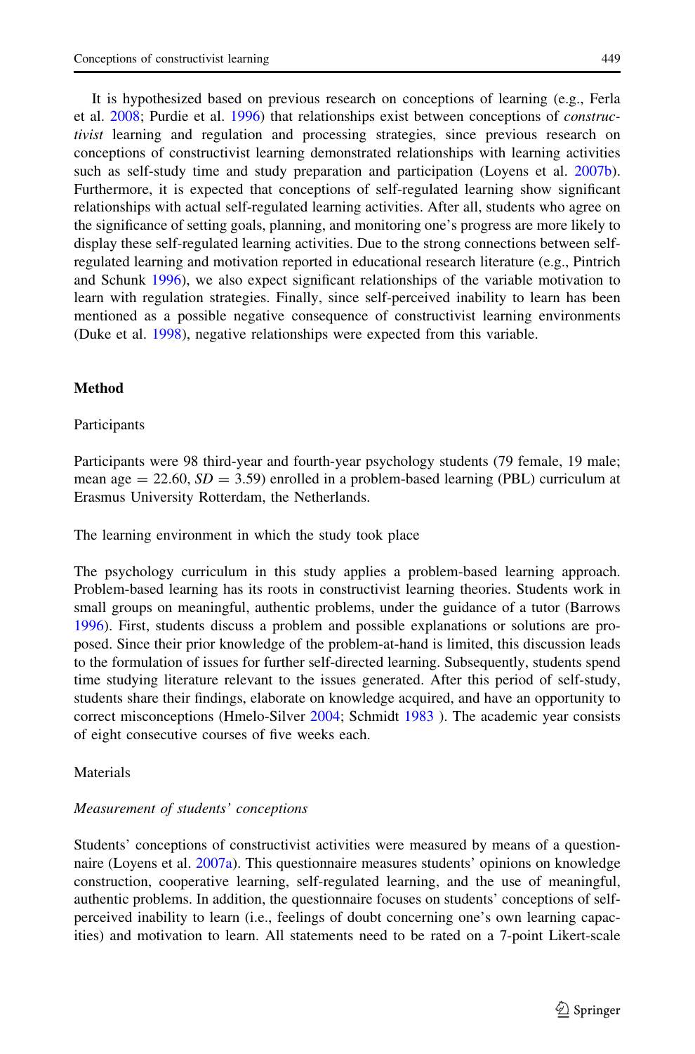It is hypothesized based on previous research on conceptions of learning (e.g., Ferla et al. 2008; Purdie et al. 1996) that relationships exist between conceptions of *constructivist* learning and regulation and processing strategies, since previous research on conceptions of constructivist learning demonstrated relationships with learning activities such as self-study time and study preparation and participation (Loyens et al. 2007b). Furthermore, it is expected that conceptions of self-regulated learning show significant relationships with actual self-regulated learning activities. After all, students who agree on the significance of setting goals, planning, and monitoring one's progress are more likely to display these self-regulated learning activities. Due to the strong connections between self-regulated learning and motivation reported in educational research literature (e.g., Pintrich and Schunk 1996), we also expect significant relationships of the variable motivation to learn with regulation strategies. Finally, since self-perceived inability to learn has been mentioned as a possible negative consequence of constructivist learning environments (Duke et al. 1998), negative relationships were expected from this variable.

## Method

### Participants

Participants were 98 third-year and fourth-year psychology students (79 female, 19 male; mean age = 22.60, *SD* = 3.59) enrolled in a problem-based learning (PBL) curriculum at Erasmus University Rotterdam, the Netherlands.

### The learning environment in which the study took place

The psychology curriculum in this study applies a problem-based learning approach. Problem-based learning has its roots in constructivist learning theories. Students work in small groups on meaningful, authentic problems, under the guidance of a tutor (Barrows 1996). First, students discuss a problem and possible explanations or solutions are proposed. Since their prior knowledge of the problem-at-hand is limited, this discussion leads to the formulation of issues for further self-directed learning. Subsequently, students spend time studying literature relevant to the issues generated. After this period of self-study, students share their findings, elaborate on knowledge acquired, and have an opportunity to correct misconceptions (Hmelo-Silver 2004; Schmidt 1983 ). The academic year consists of eight consecutive courses of five weeks each.

### Materials

#### *Measurement of students' conceptions*

Students' conceptions of constructivist activities were measured by means of a questionnaire (Loyens et al. 2007a). This questionnaire measures students' opinions on knowledge construction, cooperative learning, self-regulated learning, and the use of meaningful, authentic problems. In addition, the questionnaire focuses on students' conceptions of self-perceived inability to learn (i.e., feelings of doubt concerning one's own learning capacities) and motivation to learn. All statements need to be rated on a 7-point Likert-scale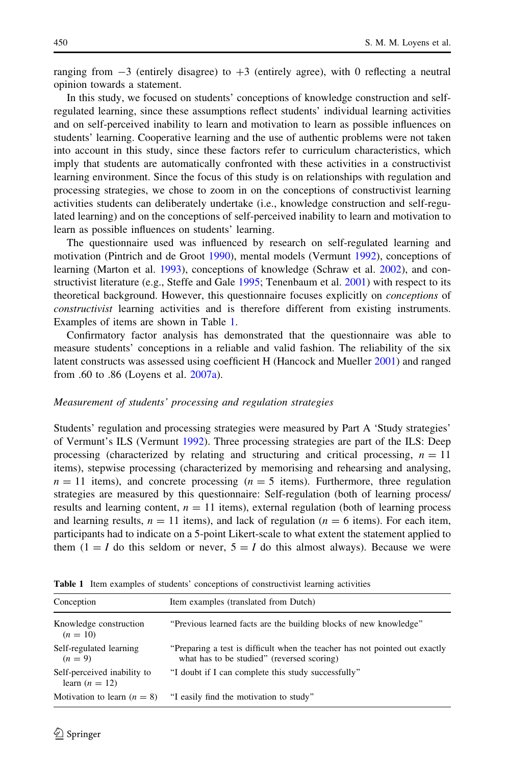ranging from −3 (entirely disagree) to +3 (entirely agree), with 0 reflecting a neutral opinion towards a statement.

In this study, we focused on students' conceptions of knowledge construction and self-regulated learning, since these assumptions reflect students' individual learning activities and on self-perceived inability to learn and motivation to learn as possible influences on students' learning. Cooperative learning and the use of authentic problems were not taken into account in this study, since these factors refer to curriculum characteristics, which imply that students are automatically confronted with these activities in a constructivist learning environment. Since the focus of this study is on relationships with regulation and processing strategies, we chose to zoom in on the conceptions of constructivist learning activities students can deliberately undertake (i.e., knowledge construction and self-regulated learning) and on the conceptions of self-perceived inability to learn and motivation to learn as possible influences on students' learning.

The questionnaire used was influenced by research on self-regulated learning and motivation (Pintrich and de Groot 1990), mental models (Vermunt 1992), conceptions of learning (Marton et al. 1993), conceptions of knowledge (Schraw et al. 2002), and constructivist literature (e.g., Steffe and Gale 1995; Tenenbaum et al. 2001) with respect to its theoretical background. However, this questionnaire focuses explicitly on *conceptions* of *constructivist* learning activities and is therefore different from existing instruments. Examples of items are shown in Table 1.

Confirmatory factor analysis has demonstrated that the questionnaire was able to measure students' conceptions in a reliable and valid fashion. The reliability of the six latent constructs was assessed using coefficient H (Hancock and Mueller 2001) and ranged from .60 to .86 (Loyens et al. 2007a).

*Measurement of students' processing and regulation strategies*

Students' regulation and processing strategies were measured by Part A 'Study strategies' of Vermunt's ILS (Vermunt 1992). Three processing strategies are part of the ILS: Deep processing (characterized by relating and structuring and critical processing, $n = 11$ items), stepwise processing (characterized by memorising and rehearsing and analysing, $n = 11$ items), and concrete processing ($n = 5$ items). Furthermore, three regulation strategies are measured by this questionnaire: Self-regulation (both of learning process/results and learning content, $n = 11$ items), external regulation (both of learning process and learning results, $n = 11$ items), and lack of regulation ($n = 6$ items). For each item, participants had to indicate on a 5-point Likert-scale to what extent the statement applied to them (1 = *I* do this seldom or never, 5 = *I* do this almost always). Because we were

**Table 1** Item examples of students' conceptions of constructivist learning activities

| Conception | Item examples (translated from Dutch) |
|---|---|
| Knowledge construction ($n = 10$) | "Previous learned facts are the building blocks of new knowledge" |
| Self-regulated learning ($n = 9$) | "Preparing a test is difficult when the teacher has not pointed out exactly what has to be studied" (reversed scoring) |
| Self-perceived inability to learn ($n = 12$) | "I doubt if I can complete this study successfully" |
| Motivation to learn ($n = 8$) | "I easily find the motivation to study" |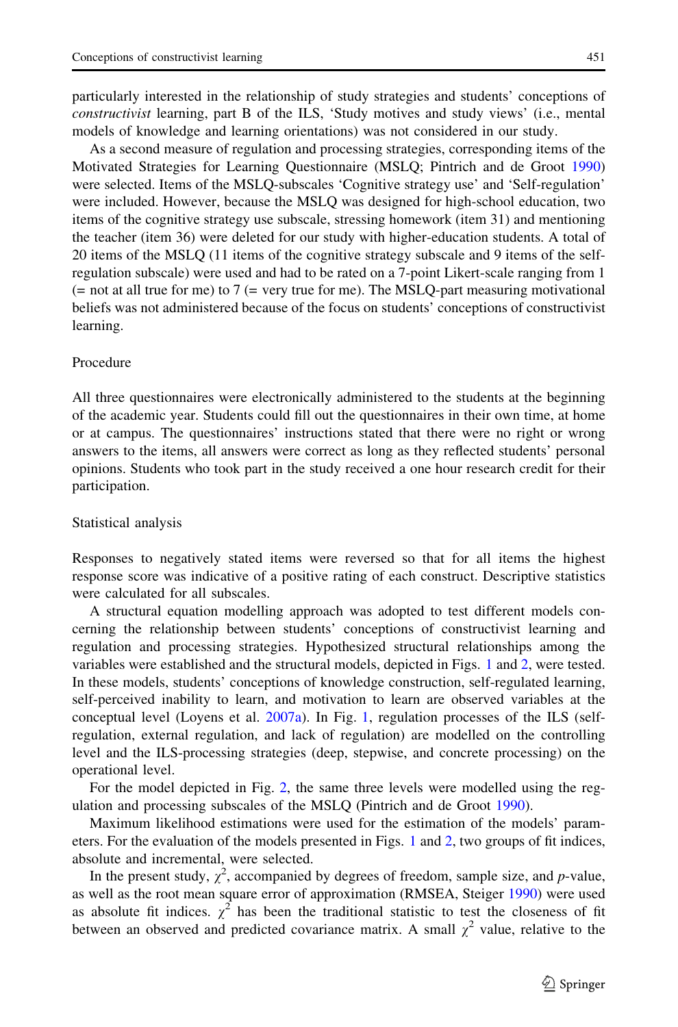particularly interested in the relationship of study strategies and students' conceptions of *constructivist* learning, part B of the ILS, 'Study motives and study views' (i.e., mental models of knowledge and learning orientations) was not considered in our study.

As a second measure of regulation and processing strategies, corresponding items of the Motivated Strategies for Learning Questionnaire (MSLQ; Pintrich and de Groot 1990) were selected. Items of the MSLQ-subscales 'Cognitive strategy use' and 'Self-regulation' were included. However, because the MSLQ was designed for high-school education, two items of the cognitive strategy use subscale, stressing homework (item 31) and mentioning the teacher (item 36) were deleted for our study with higher-education students. A total of 20 items of the MSLQ (11 items of the cognitive strategy subscale and 9 items of the self-regulation subscale) were used and had to be rated on a 7-point Likert-scale ranging from 1 (= not at all true for me) to 7 (= very true for me). The MSLQ-part measuring motivational beliefs was not administered because of the focus on students' conceptions of constructivist learning.

## Procedure

All three questionnaires were electronically administered to the students at the beginning of the academic year. Students could fill out the questionnaires in their own time, at home or at campus. The questionnaires' instructions stated that there were no right or wrong answers to the items, all answers were correct as long as they reflected students' personal opinions. Students who took part in the study received a one hour research credit for their participation.

## Statistical analysis

Responses to negatively stated items were reversed so that for all items the highest response score was indicative of a positive rating of each construct. Descriptive statistics were calculated for all subscales.

A structural equation modelling approach was adopted to test different models concerning the relationship between students' conceptions of constructivist learning and regulation and processing strategies. Hypothesized structural relationships among the variables were established and the structural models, depicted in Figs. 1 and 2, were tested. In these models, students' conceptions of knowledge construction, self-regulated learning, self-perceived inability to learn, and motivation to learn are observed variables at the conceptual level (Loyens et al. 2007a). In Fig. 1, regulation processes of the ILS (self-regulation, external regulation, and lack of regulation) are modelled on the controlling level and the ILS-processing strategies (deep, stepwise, and concrete processing) on the operational level.

For the model depicted in Fig. 2, the same three levels were modelled using the regulation and processing subscales of the MSLQ (Pintrich and de Groot 1990).

Maximum likelihood estimations were used for the estimation of the models' parameters. For the evaluation of the models presented in Figs. 1 and 2, two groups of fit indices, absolute and incremental, were selected.

In the present study, $\chi^2$, accompanied by degrees of freedom, sample size, and *p*-value, as well as the root mean square error of approximation (RMSEA, Steiger 1990) were used as absolute fit indices. $\chi^2$ has been the traditional statistic to test the closeness of fit between an observed and predicted covariance matrix. A small $\chi^2$ value, relative to the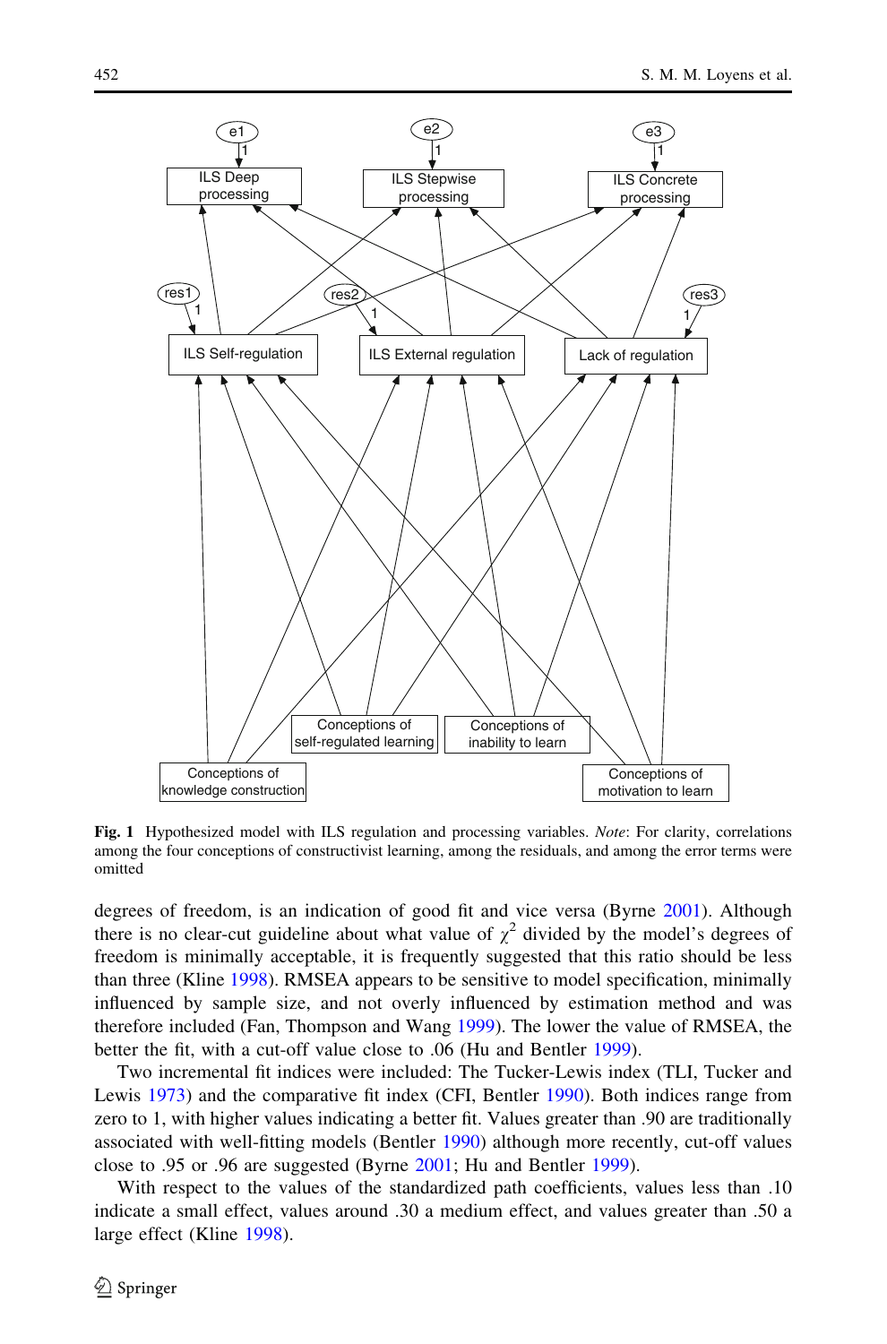**Fig. 1** Hypothesized model with ILS regulation and processing variables. *Note*: For clarity, correlations among the four conceptions of constructivist learning, among the residuals, and among the error terms were omitted

degrees of freedom, is an indication of good fit and vice versa (Byrne 2001). Although there is no clear-cut guideline about what value of $\chi^2$ divided by the model's degrees of freedom is minimally acceptable, it is frequently suggested that this ratio should be less than three (Kline 1998). RMSEA appears to be sensitive to model specification, minimally influenced by sample size, and not overly influenced by estimation method and was therefore included (Fan, Thompson and Wang 1999). The lower the value of RMSEA, the better the fit, with a cut-off value close to .06 (Hu and Bentler 1999).

Two incremental fit indices were included: The Tucker-Lewis index (TLI, Tucker and Lewis 1973) and the comparative fit index (CFI, Bentler 1990). Both indices range from zero to 1, with higher values indicating a better fit. Values greater than .90 are traditionally associated with well-fitting models (Bentler 1990) although more recently, cut-off values close to .95 or .96 are suggested (Byrne 2001; Hu and Bentler 1999).

With respect to the values of the standardized path coefficients, values less than .10 indicate a small effect, values around .30 a medium effect, and values greater than .50 a large effect (Kline 1998).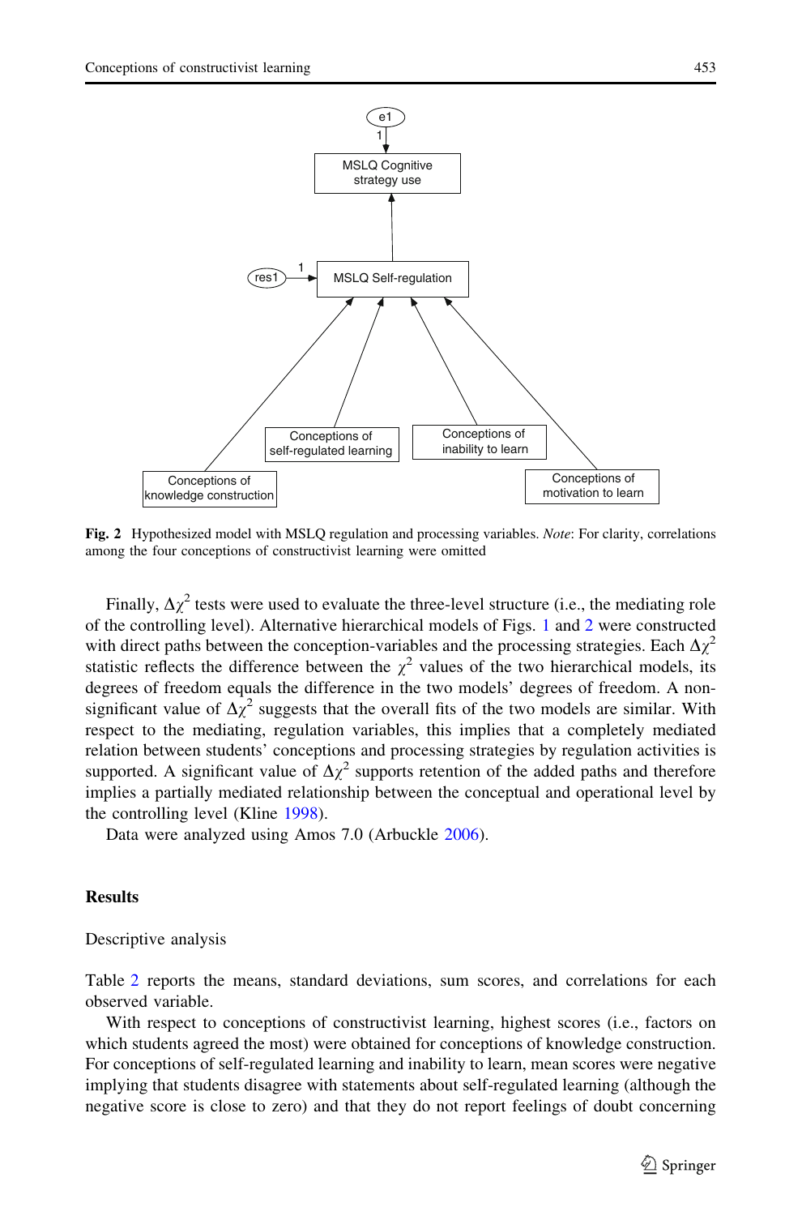e1

1

MSLQ Cognitive strategy use

res1

1

MSLQ Self-regulation

Conceptions of self-regulated learning

Conceptions of inability to learn

Conceptions of knowledge construction

Conceptions of motivation to learn

**Fig. 2** Hypothesized model with MSLQ regulation and processing variables. *Note*: For clarity, correlations among the four conceptions of constructivist learning were omitted

Finally, $\Delta\chi^2$ tests were used to evaluate the three-level structure (i.e., the mediating role of the controlling level). Alternative hierarchical models of Figs. 1 and 2 were constructed with direct paths between the conception-variables and the processing strategies. Each $\Delta\chi^2$ statistic reflects the difference between the $\chi^2$ values of the two hierarchical models, its degrees of freedom equals the difference in the two models' degrees of freedom. A non-significant value of $\Delta\chi^2$ suggests that the overall fits of the two models are similar. With respect to the mediating, regulation variables, this implies that a completely mediated relation between students' conceptions and processing strategies by regulation activities is supported. A significant value of $\Delta\chi^2$ supports retention of the added paths and therefore implies a partially mediated relationship between the conceptual and operational level by the controlling level (Kline 1998).

Data were analyzed using Amos 7.0 (Arbuckle 2006).

## Results

### Descriptive analysis

Table 2 reports the means, standard deviations, sum scores, and correlations for each observed variable.

With respect to conceptions of constructivist learning, highest scores (i.e., factors on which students agreed the most) were obtained for conceptions of knowledge construction. For conceptions of self-regulated learning and inability to learn, mean scores were negative implying that students disagree with statements about self-regulated learning (although the negative score is close to zero) and that they do not report feelings of doubt concerning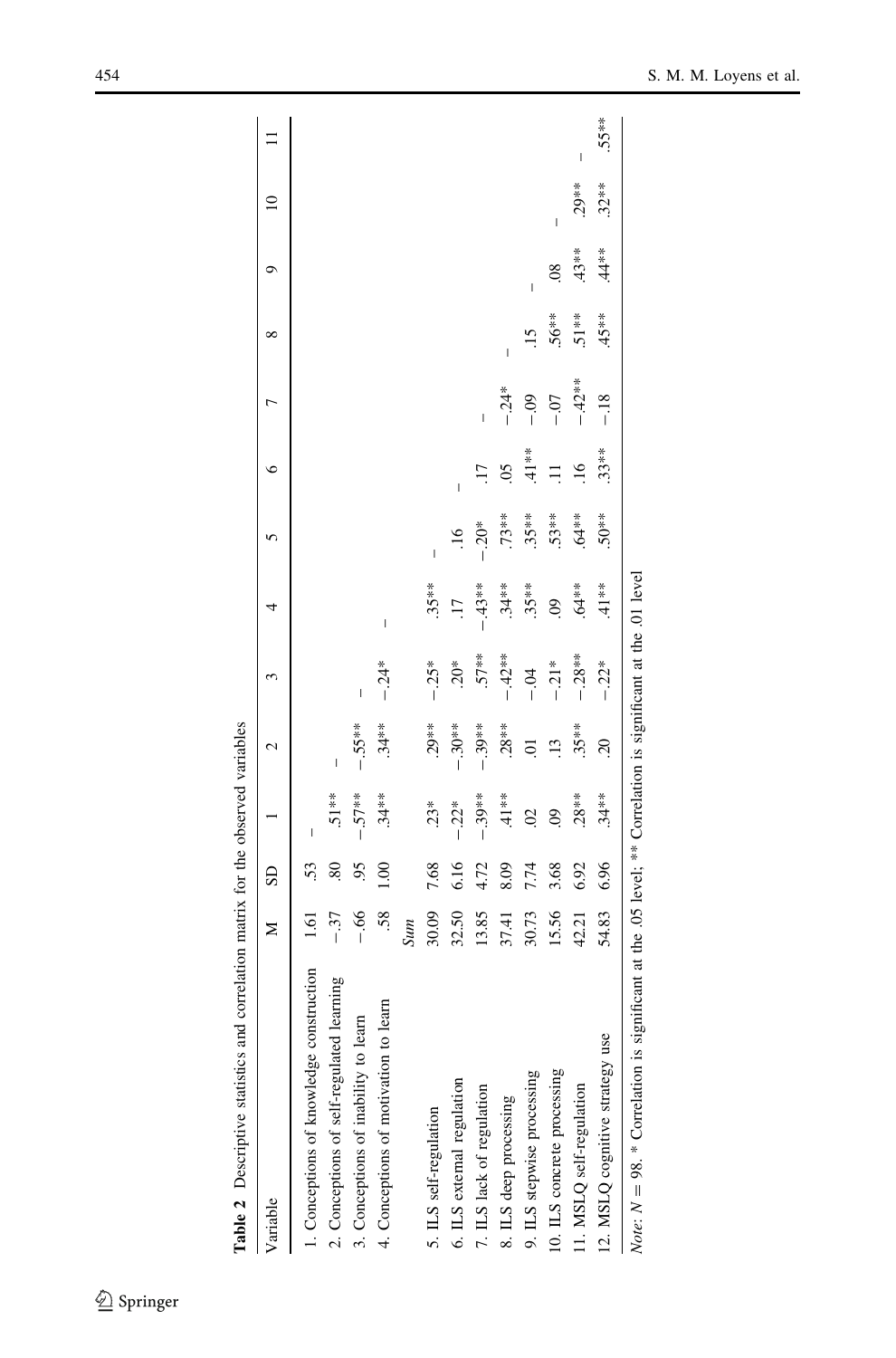**Table 2** Descriptive statistics and correlation matrix for the observed variables

| Variable | M | SD | 1 | 2 | 3 | 4 | 5 | 6 | 7 | 8 | 9 | 10 | 11 |
|---|---|---|---|---|---|---|---|---|---|---|---|---|---|
| 1. Conceptions of knowledge construction | 1.61 | .53 | – | | | | | | | | | | |
| 2. Conceptions of self-regulated learning | −.37 | .80 | .51** | – | | | | | | | | | |
| 3. Conceptions of inability to learn | −.66 | .95 | −.57** | −.55** | – | | | | | | | | |
| 4. Conceptions of motivation to learn | .58 | 1.00 | .34** | .34** | −.24* | – | | | | | | | |
| | *Sum* | | | | | | | | | | | | |
| 5. ILS self-regulation | 30.09 | 7.68 | .23* | .29** | −.25* | .35** | – | | | | | | |
| 6. ILS external regulation | 32.50 | 6.16 | −.22* | −.30** | .20* | .17 | .16 | – | | | | | |
| 7. ILS lack of regulation | 13.85 | 4.72 | −.39** | −.39** | .57** | −.43** | −.20* | .17 | – | | | | |
| 8. ILS deep processing | 37.41 | 8.09 | .41** | .28** | −.42** | .34** | .73** | .05 | −.24* | – | | | |
| 9. ILS stepwise processing | 30.73 | 7.74 | .02 | .01 | −.04 | .35** | .35** | .41** | −.09 | .15 | – | | |
| 10. ILS concrete processing | 15.56 | 3.68 | .09 | .13 | −.21* | .09 | .53** | .11 | −.07 | .56** | .08 | – | |
| 11. MSLQ self-regulation | 42.21 | 6.92 | .28** | .35** | −.28** | .64** | .64** | .16 | −.42** | .51** | .43** | .29** | – |
| 12. MSLQ cognitive strategy use | 54.83 | 6.96 | .34** | .20 | −.22* | .41** | .50** | .33** | −.18 | .45** | .44** | .32** | .55** |

*Note*: $N = 98$. * Correlation is significant at the .05 level; ** Correlation is significant at the .01 level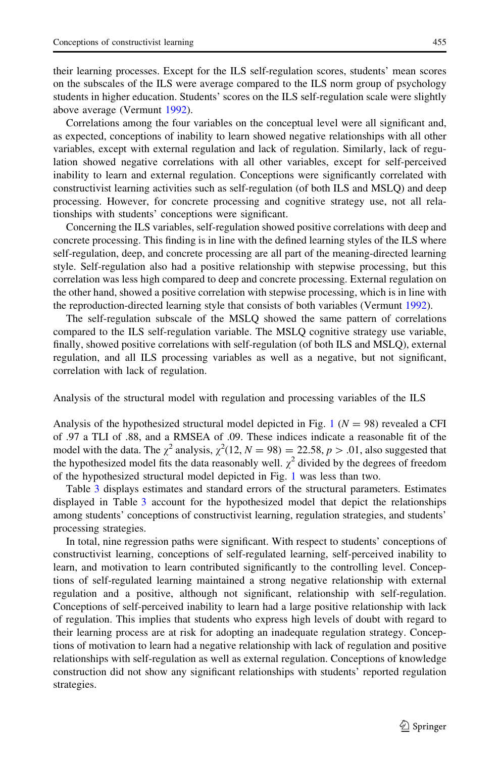their learning processes. Except for the ILS self-regulation scores, students' mean scores on the subscales of the ILS were average compared to the ILS norm group of psychology students in higher education. Students' scores on the ILS self-regulation scale were slightly above average (Vermunt 1992).

Correlations among the four variables on the conceptual level were all significant and, as expected, conceptions of inability to learn showed negative relationships with all other variables, except with external regulation and lack of regulation. Similarly, lack of regulation showed negative correlations with all other variables, except for self-perceived inability to learn and external regulation. Conceptions were significantly correlated with constructivist learning activities such as self-regulation (of both ILS and MSLQ) and deep processing. However, for concrete processing and cognitive strategy use, not all relationships with students' conceptions were significant.

Concerning the ILS variables, self-regulation showed positive correlations with deep and concrete processing. This finding is in line with the defined learning styles of the ILS where self-regulation, deep, and concrete processing are all part of the meaning-directed learning style. Self-regulation also had a positive relationship with stepwise processing, but this correlation was less high compared to deep and concrete processing. External regulation on the other hand, showed a positive correlation with stepwise processing, which is in line with the reproduction-directed learning style that consists of both variables (Vermunt 1992).

The self-regulation subscale of the MSLQ showed the same pattern of correlations compared to the ILS self-regulation variable. The MSLQ cognitive strategy use variable, finally, showed positive correlations with self-regulation (of both ILS and MSLQ), external regulation, and all ILS processing variables as well as a negative, but not significant, correlation with lack of regulation.

## Analysis of the structural model with regulation and processing variables of the ILS

Analysis of the hypothesized structural model depicted in Fig. 1 ($N = 98$) revealed a CFI of .97 a TLI of .88, and a RMSEA of .09. These indices indicate a reasonable fit of the model with the data. The $\chi^2$ analysis, $\chi^2(12, N = 98) = 22.58$, $p > .01$, also suggested that the hypothesized model fits the data reasonably well. $\chi^2$ divided by the degrees of freedom of the hypothesized structural model depicted in Fig. 1 was less than two.

Table 3 displays estimates and standard errors of the structural parameters. Estimates displayed in Table 3 account for the hypothesized model that depict the relationships among students' conceptions of constructivist learning, regulation strategies, and students' processing strategies.

In total, nine regression paths were significant. With respect to students' conceptions of constructivist learning, conceptions of self-regulated learning, self-perceived inability to learn, and motivation to learn contributed significantly to the controlling level. Conceptions of self-regulated learning maintained a strong negative relationship with external regulation and a positive, although not significant, relationship with self-regulation. Conceptions of self-perceived inability to learn had a large positive relationship with lack of regulation. This implies that students who express high levels of doubt with regard to their learning process are at risk for adopting an inadequate regulation strategy. Conceptions of motivation to learn had a negative relationship with lack of regulation and positive relationships with self-regulation as well as external regulation. Conceptions of knowledge construction did not show any significant relationships with students' reported regulation strategies.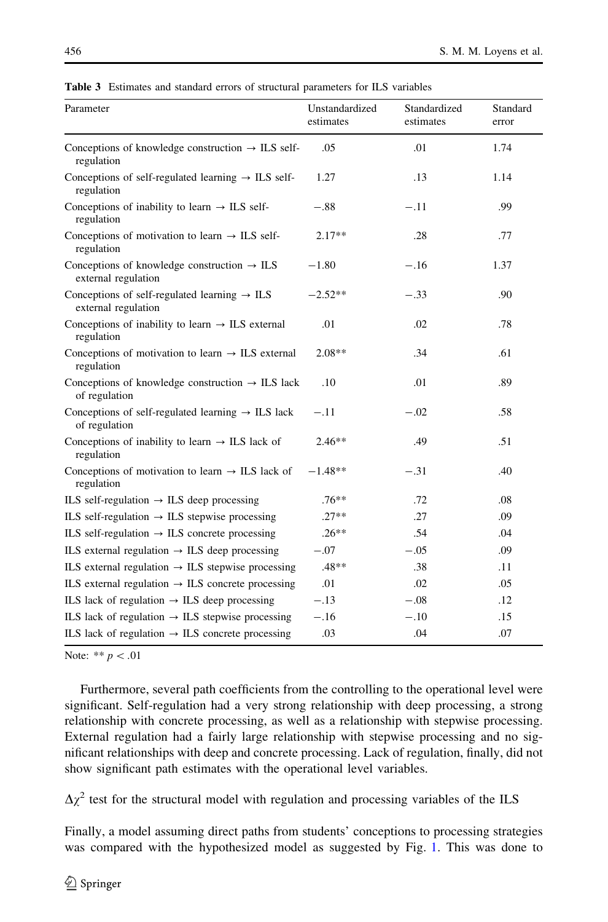**Table 3** Estimates and standard errors of structural parameters for ILS variables

| Parameter | Unstandardized estimates | Standardized estimates | Standard error |
|---|---|---|---|
| Conceptions of knowledge construction → ILS self-regulation | .05 | .01 | 1.74 |
| Conceptions of self-regulated learning → ILS self-regulation | 1.27 | .13 | 1.14 |
| Conceptions of inability to learn → ILS self-regulation | −.88 | −.11 | .99 |
| Conceptions of motivation to learn → ILS self-regulation | 2.17** | .28 | .77 |
| Conceptions of knowledge construction → ILS external regulation | −1.80 | −.16 | 1.37 |
| Conceptions of self-regulated learning → ILS external regulation | −2.52** | −.33 | .90 |
| Conceptions of inability to learn → ILS external regulation | .01 | .02 | .78 |
| Conceptions of motivation to learn → ILS external regulation | 2.08** | .34 | .61 |
| Conceptions of knowledge construction → ILS lack of regulation | .10 | .01 | .89 |
| Conceptions of self-regulated learning → ILS lack of regulation | −.11 | −.02 | .58 |
| Conceptions of inability to learn → ILS lack of regulation | 2.46** | .49 | .51 |
| Conceptions of motivation to learn → ILS lack of regulation | −1.48** | −.31 | .40 |
| ILS self-regulation → ILS deep processing | .76** | .72 | .08 |
| ILS self-regulation → ILS stepwise processing | .27** | .27 | .09 |
| ILS self-regulation → ILS concrete processing | .26** | .54 | .04 |
| ILS external regulation → ILS deep processing | −.07 | −.05 | .09 |
| ILS external regulation → ILS stepwise processing | .48** | .38 | .11 |
| ILS external regulation → ILS concrete processing | .01 | .02 | .05 |
| ILS lack of regulation → ILS deep processing | −.13 | −.08 | .12 |
| ILS lack of regulation → ILS stepwise processing | −.16 | −.10 | .15 |
| ILS lack of regulation → ILS concrete processing | .03 | .04 | .07 |

Note: ** $p < .01$

Furthermore, several path coefficients from the controlling to the operational level were significant. Self-regulation had a very strong relationship with deep processing, a strong relationship with concrete processing, as well as a relationship with stepwise processing. External regulation had a fairly large relationship with stepwise processing and no significant relationships with deep and concrete processing. Lack of regulation, finally, did not show significant path estimates with the operational level variables.

$\Delta\chi^2$ test for the structural model with regulation and processing variables of the ILS

Finally, a model assuming direct paths from students' conceptions to processing strategies was compared with the hypothesized model as suggested by Fig. 1. This was done to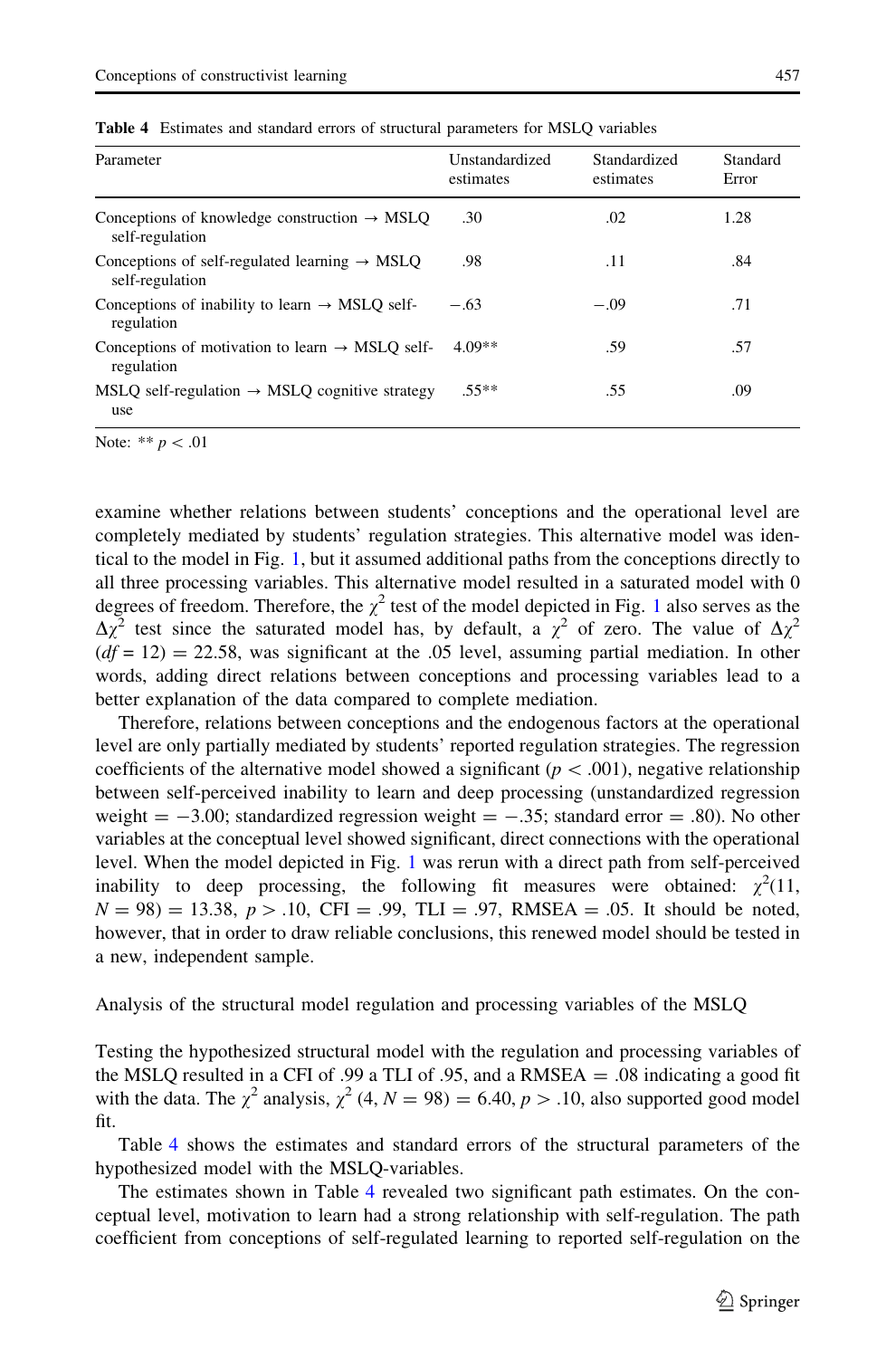**Table 4** Estimates and standard errors of structural parameters for MSLQ variables

| Parameter | Unstandardized estimates | Standardized estimates | Standard Error |
|---|---|---|---|
| Conceptions of knowledge construction → MSLQ self-regulation | .30 | .02 | 1.28 |
| Conceptions of self-regulated learning → MSLQ self-regulation | .98 | .11 | .84 |
| Conceptions of inability to learn → MSLQ self-regulation | −.63 | −.09 | .71 |
| Conceptions of motivation to learn → MSLQ self-regulation | 4.09** | .59 | .57 |
| MSLQ self-regulation → MSLQ cognitive strategy use | .55** | .55 | .09 |

Note: ** $p < .01$

examine whether relations between students' conceptions and the operational level are completely mediated by students' regulation strategies. This alternative model was identical to the model in Fig. 1, but it assumed additional paths from the conceptions directly to all three processing variables. This alternative model resulted in a saturated model with 0 degrees of freedom. Therefore, the $\chi^2$ test of the model depicted in Fig. 1 also serves as the $\Delta\chi^2$ test since the saturated model has, by default, a $\chi^2$ of zero. The value of $\Delta\chi^2$ ($df = 12$) = 22.58, was significant at the .05 level, assuming partial mediation. In other words, adding direct relations between conceptions and processing variables lead to a better explanation of the data compared to complete mediation.

Therefore, relations between conceptions and the endogenous factors at the operational level are only partially mediated by students' reported regulation strategies. The regression coefficients of the alternative model showed a significant ($p < .001$), negative relationship between self-perceived inability to learn and deep processing (unstandardized regression weight = −3.00; standardized regression weight = −.35; standard error = .80). No other variables at the conceptual level showed significant, direct connections with the operational level. When the model depicted in Fig. 1 was rerun with a direct path from self-perceived inability to deep processing, the following fit measures were obtained: $\chi^2(11, N = 98) = 13.38$, $p > .10$, CFI = .99, TLI = .97, RMSEA = .05. It should be noted, however, that in order to draw reliable conclusions, this renewed model should be tested in a new, independent sample.

## Analysis of the structural model regulation and processing variables of the MSLQ

Testing the hypothesized structural model with the regulation and processing variables of the MSLQ resulted in a CFI of .99 a TLI of .95, and a RMSEA = .08 indicating a good fit with the data. The $\chi^2$ analysis, $\chi^2$ (4, $N = 98$) = 6.40, $p > .10$, also supported good model fit.

Table 4 shows the estimates and standard errors of the structural parameters of the hypothesized model with the MSLQ-variables.

The estimates shown in Table 4 revealed two significant path estimates. On the conceptual level, motivation to learn had a strong relationship with self-regulation. The path coefficient from conceptions of self-regulated learning to reported self-regulation on the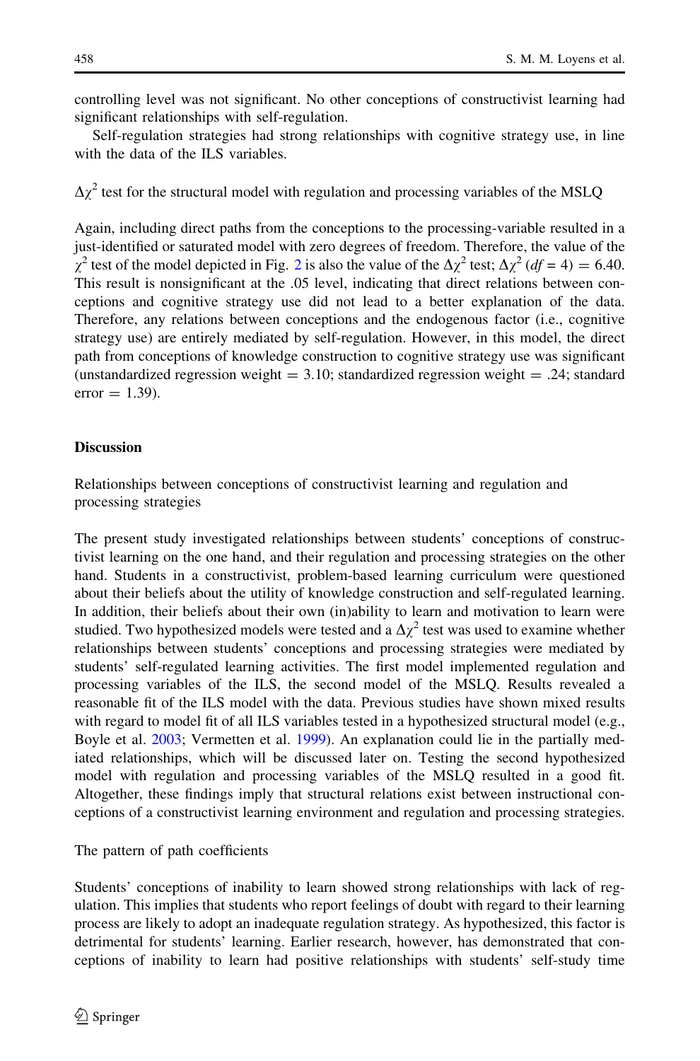controlling level was not significant. No other conceptions of constructivist learning had significant relationships with self-regulation.

Self-regulation strategies had strong relationships with cognitive strategy use, in line with the data of the ILS variables.

### $\Delta\chi^2$ test for the structural model with regulation and processing variables of the MSLQ

Again, including direct paths from the conceptions to the processing-variable resulted in a just-identified or saturated model with zero degrees of freedom. Therefore, the value of the $\chi^2$ test of the model depicted in Fig. 2 is also the value of the $\Delta\chi^2$ test; $\Delta\chi^2$ ($df = 4$) = 6.40. This result is nonsignificant at the .05 level, indicating that direct relations between conceptions and cognitive strategy use did not lead to a better explanation of the data. Therefore, any relations between conceptions and the endogenous factor (i.e., cognitive strategy use) are entirely mediated by self-regulation. However, in this model, the direct path from conceptions of knowledge construction to cognitive strategy use was significant (unstandardized regression weight = 3.10; standardized regression weight = .24; standard error = 1.39).

## Discussion

### Relationships between conceptions of constructivist learning and regulation and processing strategies

The present study investigated relationships between students' conceptions of constructivist learning on the one hand, and their regulation and processing strategies on the other hand. Students in a constructivist, problem-based learning curriculum were questioned about their beliefs about the utility of knowledge construction and self-regulated learning. In addition, their beliefs about their own (in)ability to learn and motivation to learn were studied. Two hypothesized models were tested and a $\Delta\chi^2$ test was used to examine whether relationships between students' conceptions and processing strategies were mediated by students' self-regulated learning activities. The first model implemented regulation and processing variables of the ILS, the second model of the MSLQ. Results revealed a reasonable fit of the ILS model with the data. Previous studies have shown mixed results with regard to model fit of all ILS variables tested in a hypothesized structural model (e.g., Boyle et al. 2003; Vermetten et al. 1999). An explanation could lie in the partially mediated relationships, which will be discussed later on. Testing the second hypothesized model with regulation and processing variables of the MSLQ resulted in a good fit. Altogether, these findings imply that structural relations exist between instructional conceptions of a constructivist learning environment and regulation and processing strategies.

### The pattern of path coefficients

Students' conceptions of inability to learn showed strong relationships with lack of regulation. This implies that students who report feelings of doubt with regard to their learning process are likely to adopt an inadequate regulation strategy. As hypothesized, this factor is detrimental for students' learning. Earlier research, however, has demonstrated that conceptions of inability to learn had positive relationships with students' self-study time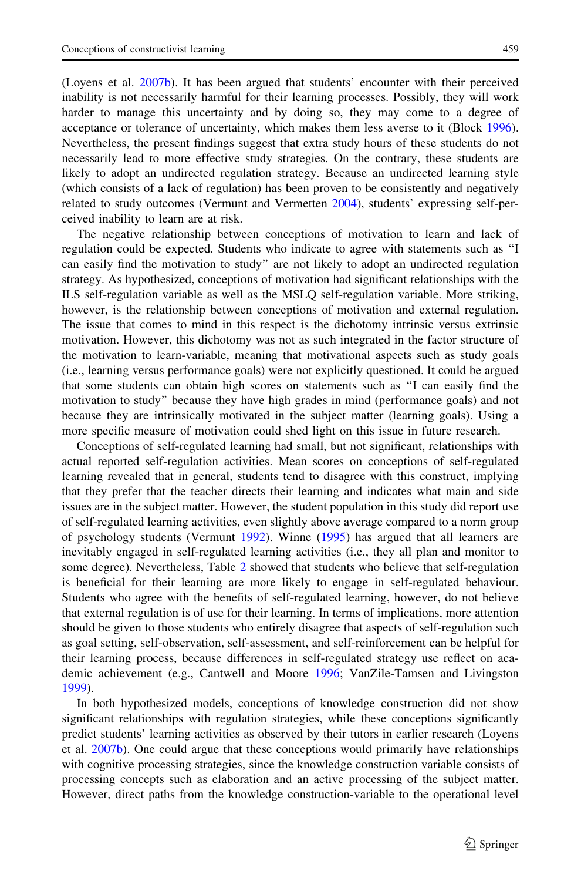(Loyens et al. 2007b). It has been argued that students' encounter with their perceived inability is not necessarily harmful for their learning processes. Possibly, they will work harder to manage this uncertainty and by doing so, they may come to a degree of acceptance or tolerance of uncertainty, which makes them less averse to it (Block 1996). Nevertheless, the present findings suggest that extra study hours of these students do not necessarily lead to more effective study strategies. On the contrary, these students are likely to adopt an undirected regulation strategy. Because an undirected learning style (which consists of a lack of regulation) has been proven to be consistently and negatively related to study outcomes (Vermunt and Vermetten 2004), students' expressing self-perceived inability to learn are at risk.

The negative relationship between conceptions of motivation to learn and lack of regulation could be expected. Students who indicate to agree with statements such as "I can easily find the motivation to study" are not likely to adopt an undirected regulation strategy. As hypothesized, conceptions of motivation had significant relationships with the ILS self-regulation variable as well as the MSLQ self-regulation variable. More striking, however, is the relationship between conceptions of motivation and external regulation. The issue that comes to mind in this respect is the dichotomy intrinsic versus extrinsic motivation. However, this dichotomy was not as such integrated in the factor structure of the motivation to learn-variable, meaning that motivational aspects such as study goals (i.e., learning versus performance goals) were not explicitly questioned. It could be argued that some students can obtain high scores on statements such as "I can easily find the motivation to study" because they have high grades in mind (performance goals) and not because they are intrinsically motivated in the subject matter (learning goals). Using a more specific measure of motivation could shed light on this issue in future research.

Conceptions of self-regulated learning had small, but not significant, relationships with actual reported self-regulation activities. Mean scores on conceptions of self-regulated learning revealed that in general, students tend to disagree with this construct, implying that they prefer that the teacher directs their learning and indicates what main and side issues are in the subject matter. However, the student population in this study did report use of self-regulated learning activities, even slightly above average compared to a norm group of psychology students (Vermunt 1992). Winne (1995) has argued that all learners are inevitably engaged in self-regulated learning activities (i.e., they all plan and monitor to some degree). Nevertheless, Table 2 showed that students who believe that self-regulation is beneficial for their learning are more likely to engage in self-regulated behaviour. Students who agree with the benefits of self-regulated learning, however, do not believe that external regulation is of use for their learning. In terms of implications, more attention should be given to those students who entirely disagree that aspects of self-regulation such as goal setting, self-observation, self-assessment, and self-reinforcement can be helpful for their learning process, because differences in self-regulated strategy use reflect on academic achievement (e.g., Cantwell and Moore 1996; VanZile-Tamsen and Livingston 1999).

In both hypothesized models, conceptions of knowledge construction did not show significant relationships with regulation strategies, while these conceptions significantly predict students' learning activities as observed by their tutors in earlier research (Loyens et al. 2007b). One could argue that these conceptions would primarily have relationships with cognitive processing strategies, since the knowledge construction variable consists of processing concepts such as elaboration and an active processing of the subject matter. However, direct paths from the knowledge construction-variable to the operational level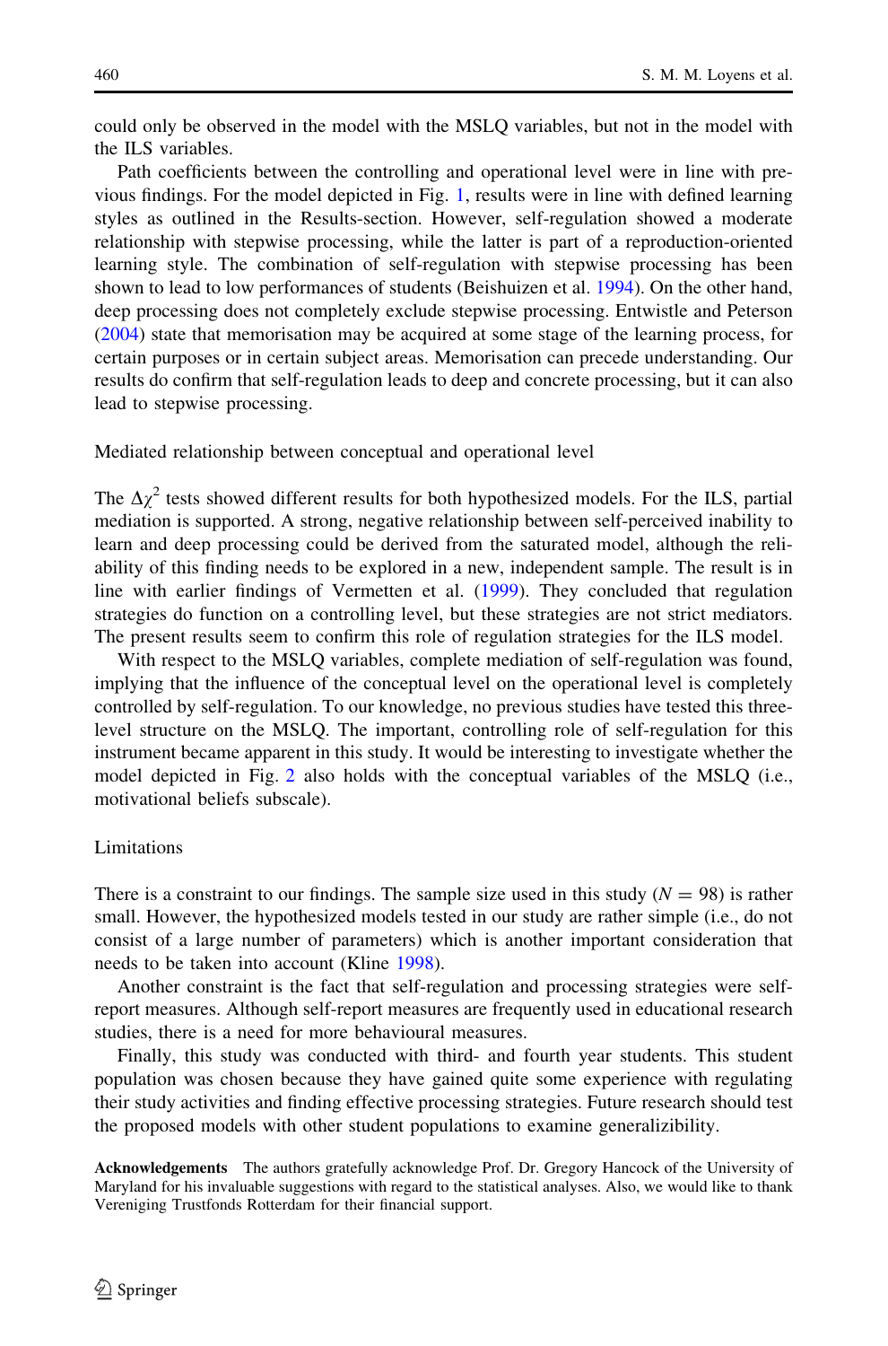could only be observed in the model with the MSLQ variables, but not in the model with the ILS variables.

Path coefficients between the controlling and operational level were in line with previous findings. For the model depicted in Fig. 1, results were in line with defined learning styles as outlined in the Results-section. However, self-regulation showed a moderate relationship with stepwise processing, while the latter is part of a reproduction-oriented learning style. The combination of self-regulation with stepwise processing has been shown to lead to low performances of students (Beishuizen et al. 1994). On the other hand, deep processing does not completely exclude stepwise processing. Entwistle and Peterson (2004) state that memorisation may be acquired at some stage of the learning process, for certain purposes or in certain subject areas. Memorisation can precede understanding. Our results do confirm that self-regulation leads to deep and concrete processing, but it can also lead to stepwise processing.

### Mediated relationship between conceptual and operational level

The $\Delta\chi^2$ tests showed different results for both hypothesized models. For the ILS, partial mediation is supported. A strong, negative relationship between self-perceived inability to learn and deep processing could be derived from the saturated model, although the reliability of this finding needs to be explored in a new, independent sample. The result is in line with earlier findings of Vermetten et al. (1999). They concluded that regulation strategies do function on a controlling level, but these strategies are not strict mediators. The present results seem to confirm this role of regulation strategies for the ILS model.

With respect to the MSLQ variables, complete mediation of self-regulation was found, implying that the influence of the conceptual level on the operational level is completely controlled by self-regulation. To our knowledge, no previous studies have tested this three-level structure on the MSLQ. The important, controlling role of self-regulation for this instrument became apparent in this study. It would be interesting to investigate whether the model depicted in Fig. 2 also holds with the conceptual variables of the MSLQ (i.e., motivational beliefs subscale).

### Limitations

There is a constraint to our findings. The sample size used in this study ($N = 98$) is rather small. However, the hypothesized models tested in our study are rather simple (i.e., do not consist of a large number of parameters) which is another important consideration that needs to be taken into account (Kline 1998).

Another constraint is the fact that self-regulation and processing strategies were self-report measures. Although self-report measures are frequently used in educational research studies, there is a need for more behavioural measures.

Finally, this study was conducted with third- and fourth year students. This student population was chosen because they have gained quite some experience with regulating their study activities and finding effective processing strategies. Future research should test the proposed models with other student populations to examine generalizibility.

**Acknowledgements** The authors gratefully acknowledge Prof. Dr. Gregory Hancock of the University of Maryland for his invaluable suggestions with regard to the statistical analyses. Also, we would like to thank Vereniging Trustfonds Rotterdam for their financial support.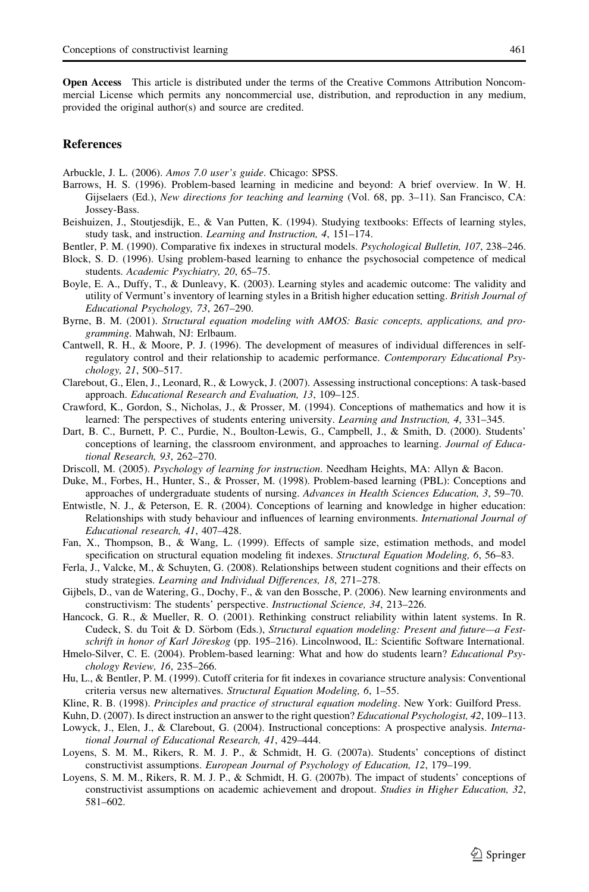**Open Access** This article is distributed under the terms of the Creative Commons Attribution Noncommercial License which permits any noncommercial use, distribution, and reproduction in any medium, provided the original author(s) and source are credited.

## References

Arbuckle, J. L. (2006). *Amos 7.0 user's guide*. Chicago: SPSS.

Barrows, H. S. (1996). Problem-based learning in medicine and beyond: A brief overview. In W. H. Gijselaers (Ed.), *New directions for teaching and learning* (Vol. 68, pp. 3–11). San Francisco, CA: Jossey-Bass.

Beishuizen, J., Stoutjesdijk, E., & Van Putten, K. (1994). Studying textbooks: Effects of learning styles, study task, and instruction. *Learning and Instruction, 4*, 151–174.

Bentler, P. M. (1990). Comparative fix indexes in structural models. *Psychological Bulletin, 107*, 238–246.

Block, S. D. (1996). Using problem-based learning to enhance the psychosocial competence of medical students. *Academic Psychiatry, 20*, 65–75.

Boyle, E. A., Duffy, T., & Dunleavy, K. (2003). Learning styles and academic outcome: The validity and utility of Vermunt's inventory of learning styles in a British higher education setting. *British Journal of Educational Psychology, 73*, 267–290.

Byrne, B. M. (2001). *Structural equation modeling with AMOS: Basic concepts, applications, and programming*. Mahwah, NJ: Erlbaum.

Cantwell, R. H., & Moore, P. J. (1996). The development of measures of individual differences in self-regulatory control and their relationship to academic performance. *Contemporary Educational Psychology, 21*, 500–517.

Clarebout, G., Elen, J., Leonard, R., & Lowyck, J. (2007). Assessing instructional conceptions: A task-based approach. *Educational Research and Evaluation, 13*, 109–125.

Crawford, K., Gordon, S., Nicholas, J., & Prosser, M. (1994). Conceptions of mathematics and how it is learned: The perspectives of students entering university. *Learning and Instruction, 4*, 331–345.

Dart, B. C., Burnett, P. C., Purdie, N., Boulton-Lewis, G., Campbell, J., & Smith, D. (2000). Students' conceptions of learning, the classroom environment, and approaches to learning. *Journal of Educational Research, 93*, 262–270.

Driscoll, M. (2005). *Psychology of learning for instruction*. Needham Heights, MA: Allyn & Bacon.

Duke, M., Forbes, H., Hunter, S., & Prosser, M. (1998). Problem-based learning (PBL): Conceptions and approaches of undergraduate students of nursing. *Advances in Health Sciences Education, 3*, 59–70.

Entwistle, N. J., & Peterson, E. R. (2004). Conceptions of learning and knowledge in higher education: Relationships with study behaviour and influences of learning environments. *International Journal of Educational research, 41*, 407–428.

Fan, X., Thompson, B., & Wang, L. (1999). Effects of sample size, estimation methods, and model specification on structural equation modeling fit indexes. *Structural Equation Modeling, 6*, 56–83.

Ferla, J., Valcke, M., & Schuyten, G. (2008). Relationships between student cognitions and their effects on study strategies. *Learning and Individual Differences, 18*, 271–278.

Gijbels, D., van de Watering, G., Dochy, F., & van den Bossche, P. (2006). New learning environments and constructivism: The students' perspective. *Instructional Science, 34*, 213–226.

Hancock, G. R., & Mueller, R. O. (2001). Rethinking construct reliability within latent systems. In R. Cudeck, S. du Toit & D. Sörbom (Eds.), *Structural equation modeling: Present and future—a Festschrift in honor of Karl Jöreskog* (pp. 195–216). Lincolnwood, IL: Scientific Software International.

Hmelo-Silver, C. E. (2004). Problem-based learning: What and how do students learn? *Educational Psychology Review, 16*, 235–266.

Hu, L., & Bentler, P. M. (1999). Cutoff criteria for fit indexes in covariance structure analysis: Conventional criteria versus new alternatives. *Structural Equation Modeling, 6*, 1–55.

Kline, R. B. (1998). *Principles and practice of structural equation modeling*. New York: Guilford Press.

Kuhn, D. (2007). Is direct instruction an answer to the right question? *Educational Psychologist, 42*, 109–113.

Lowyck, J., Elen, J., & Clarebout, G. (2004). Instructional conceptions: A prospective analysis. *International Journal of Educational Research, 41*, 429–444.

Loyens, S. M. M., Rikers, R. M. J. P., & Schmidt, H. G. (2007a). Students' conceptions of distinct constructivist assumptions. *European Journal of Psychology of Education, 12*, 179–199.

Loyens, S. M. M., Rikers, R. M. J. P., & Schmidt, H. G. (2007b). The impact of students' conceptions of constructivist assumptions on academic achievement and dropout. *Studies in Higher Education, 32*, 581–602.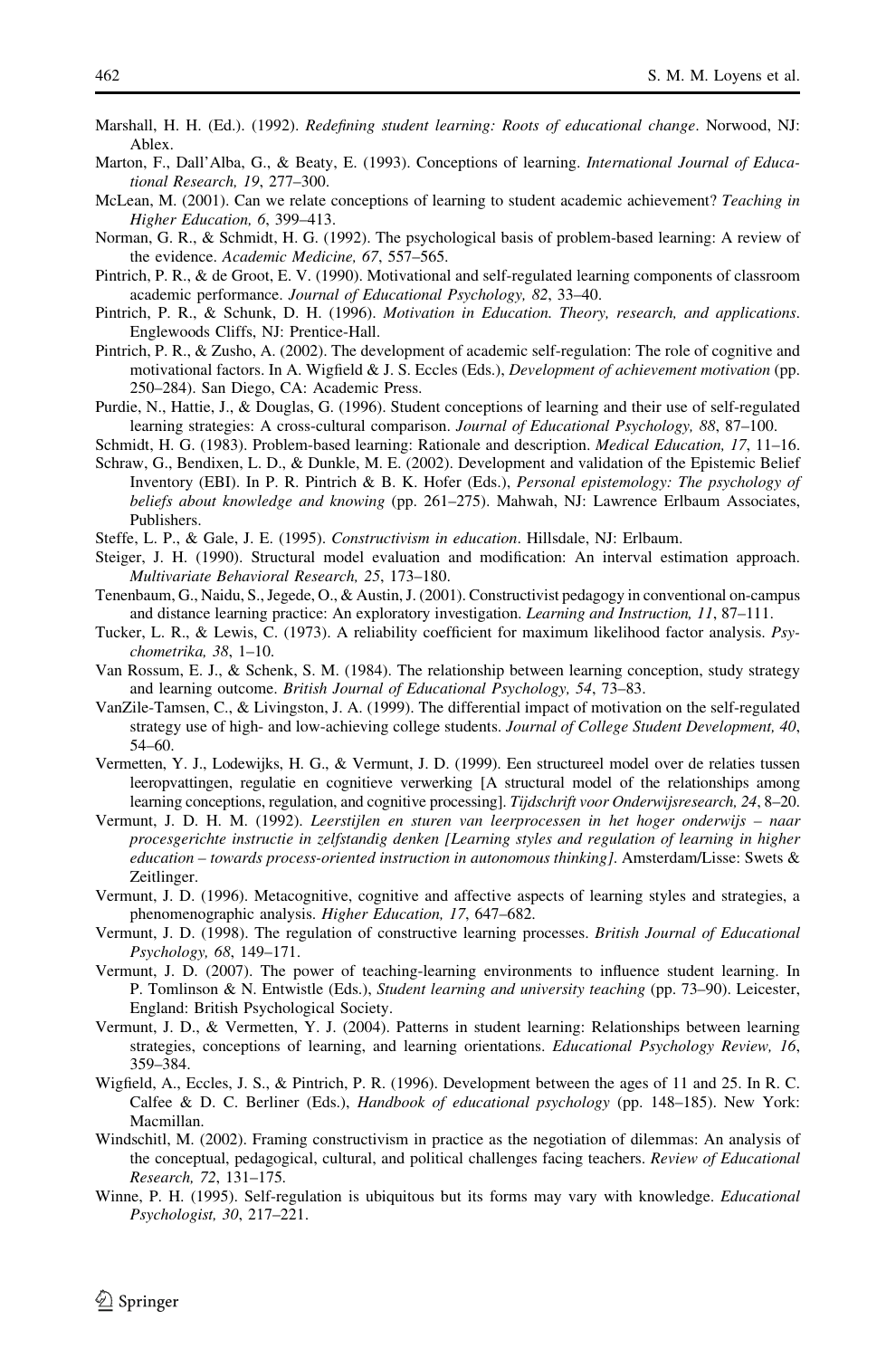Marshall, H. H. (Ed.). (1992). *Redefining student learning: Roots of educational change*. Norwood, NJ: Ablex.

Marton, F., Dall'Alba, G., & Beaty, E. (1993). Conceptions of learning. *International Journal of Educational Research, 19*, 277–300.

McLean, M. (2001). Can we relate conceptions of learning to student academic achievement? *Teaching in Higher Education, 6*, 399–413.

Norman, G. R., & Schmidt, H. G. (1992). The psychological basis of problem-based learning: A review of the evidence. *Academic Medicine, 67*, 557–565.

Pintrich, P. R., & de Groot, E. V. (1990). Motivational and self-regulated learning components of classroom academic performance. *Journal of Educational Psychology, 82*, 33–40.

Pintrich, P. R., & Schunk, D. H. (1996). *Motivation in Education. Theory, research, and applications*. Englewoods Cliffs, NJ: Prentice-Hall.

Pintrich, P. R., & Zusho, A. (2002). The development of academic self-regulation: The role of cognitive and motivational factors. In A. Wigfield & J. S. Eccles (Eds.), *Development of achievement motivation* (pp. 250–284). San Diego, CA: Academic Press.

Purdie, N., Hattie, J., & Douglas, G. (1996). Student conceptions of learning and their use of self-regulated learning strategies: A cross-cultural comparison. *Journal of Educational Psychology, 88*, 87–100.

Schmidt, H. G. (1983). Problem-based learning: Rationale and description. *Medical Education, 17*, 11–16.

Schraw, G., Bendixen, L. D., & Dunkle, M. E. (2002). Development and validation of the Epistemic Belief Inventory (EBI). In P. R. Pintrich & B. K. Hofer (Eds.), *Personal epistemology: The psychology of beliefs about knowledge and knowing* (pp. 261–275). Mahwah, NJ: Lawrence Erlbaum Associates, Publishers.

Steffe, L. P., & Gale, J. E. (1995). *Constructivism in education*. Hillsdale, NJ: Erlbaum.

Steiger, J. H. (1990). Structural model evaluation and modification: An interval estimation approach. *Multivariate Behavioral Research, 25*, 173–180.

Tenenbaum, G., Naidu, S., Jegede, O., & Austin, J. (2001). Constructivist pedagogy in conventional on-campus and distance learning practice: An exploratory investigation. *Learning and Instruction, 11*, 87–111.

Tucker, L. R., & Lewis, C. (1973). A reliability coefficient for maximum likelihood factor analysis. *Psychometrika, 38*, 1–10.

Van Rossum, E. J., & Schenk, S. M. (1984). The relationship between learning conception, study strategy and learning outcome. *British Journal of Educational Psychology, 54*, 73–83.

VanZile-Tamsen, C., & Livingston, J. A. (1999). The differential impact of motivation on the self-regulated strategy use of high- and low-achieving college students. *Journal of College Student Development, 40*, 54–60.

Vermetten, Y. J., Lodewijks, H. G., & Vermunt, J. D. (1999). Een structureel model over de relaties tussen leeropvattingen, regulatie en cognitieve verwerking [A structural model of the relationships among learning conceptions, regulation, and cognitive processing]. *Tijdschrift voor Onderwijsresearch, 24*, 8–20.

Vermunt, J. D. H. M. (1992). *Leerstijlen en sturen van leerprocessen in het hoger onderwijs – naar procesgerichte instructie in zelfstandig denken [Learning styles and regulation of learning in higher education – towards process-oriented instruction in autonomous thinking]*. Amsterdam/Lisse: Swets & Zeitlinger.

Vermunt, J. D. (1996). Metacognitive, cognitive and affective aspects of learning styles and strategies, a phenomenographic analysis. *Higher Education, 17*, 647–682.

Vermunt, J. D. (1998). The regulation of constructive learning processes. *British Journal of Educational Psychology, 68*, 149–171.

Vermunt, J. D. (2007). The power of teaching-learning environments to influence student learning. In P. Tomlinson & N. Entwistle (Eds.), *Student learning and university teaching* (pp. 73–90). Leicester, England: British Psychological Society.

Vermunt, J. D., & Vermetten, Y. J. (2004). Patterns in student learning: Relationships between learning strategies, conceptions of learning, and learning orientations. *Educational Psychology Review, 16*, 359–384.

Wigfield, A., Eccles, J. S., & Pintrich, P. R. (1996). Development between the ages of 11 and 25. In R. C. Calfee & D. C. Berliner (Eds.), *Handbook of educational psychology* (pp. 148–185). New York: Macmillan.

Windschitl, M. (2002). Framing constructivism in practice as the negotiation of dilemmas: An analysis of the conceptual, pedagogical, cultural, and political challenges facing teachers. *Review of Educational Research, 72*, 131–175.

Winne, P. H. (1995). Self-regulation is ubiquitous but its forms may vary with knowledge. *Educational Psychologist, 30*, 217–221.